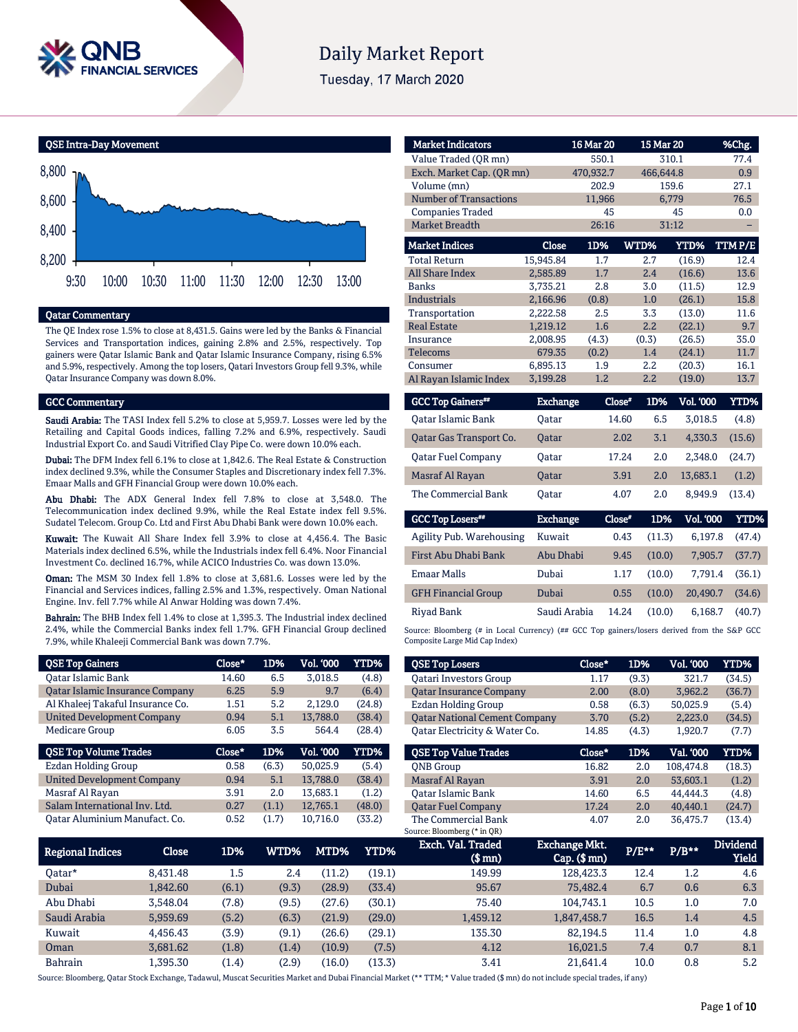# Daily Market Report

Tuesday, 17 March 2020

## QSE Intra-Day Movement

8,800
8,600
8,400
8,200
9:30 10:00 10:30 11:00 11:30 12:00 12:30 13:00

## Qatar Commentary

The QE Index rose 1.5% to close at 8,431.5. Gains were led by the Banks & Financial Services and Transportation indices, gaining 2.8% and 2.5%, respectively. Top gainers were Qatar Islamic Bank and Qatar Islamic Insurance Company, rising 6.5% and 5.9%, respectively. Among the top losers, Qatari Investors Group fell 9.3%, while Qatar Insurance Company was down 8.0%.

## GCC Commentary

**Saudi Arabia:** The TASI Index fell 5.2% to close at 5,959.7. Losses were led by the Retailing and Capital Goods indices, falling 7.2% and 6.9%, respectively. Saudi Industrial Export Co. and Saudi Vitrified Clay Pipe Co. were down 10.0% each.

**Dubai:** The DFM Index fell 6.1% to close at 1,842.6. The Real Estate & Construction index declined 9.3%, while the Consumer Staples and Discretionary index fell 7.3%. Emaar Malls and GFH Financial Group were down 10.0% each.

**Abu Dhabi:** The ADX General Index fell 7.8% to close at 3,548.0. The Telecommunication index declined 9.9%, while the Real Estate index fell 9.5%. Sudatel Telecom. Group Co. Ltd and First Abu Dhabi Bank were down 10.0% each.

**Kuwait:** The Kuwait All Share Index fell 3.9% to close at 4,456.4. The Basic Materials index declined 6.5%, while the Industrials index fell 6.4%. Noor Financial Investment Co. declined 16.7%, while ACICO Industries Co. was down 13.0%.

**Oman:** The MSM 30 Index fell 1.8% to close at 3,681.6. Losses were led by the Financial and Services indices, falling 2.5% and 1.3%, respectively. Oman National Engine. Inv. fell 7.7% while Al Anwar Holding was down 7.4%.

**Bahrain:** The BHB Index fell 1.4% to close at 1,395.3. The Industrial index declined 2.4%, while the Commercial Banks index fell 1.7%. GFH Financial Group declined 7.9%, while Khaleeji Commercial Bank was down 7.7%.

| QSE Top Gainers | Close* | 1D% | Vol. '000 | YTD% |
|---|---|---|---|---|
| Qatar Islamic Bank | 14.60 | 6.5 | 3,018.5 | (4.8) |
| Qatar Islamic Insurance Company | 6.25 | 5.9 | 9.7 | (6.4) |
| Al Khaleej Takaful Insurance Co. | 1.51 | 5.2 | 2,129.0 | (24.8) |
| United Development Company | 0.94 | 5.1 | 13,788.0 | (38.4) |
| Medicare Group | 6.05 | 3.5 | 564.4 | (28.4) |

| QSE Top Volume Trades | Close* | 1D% | Vol. '000 | YTD% |
|---|---|---|---|---|
| Ezdan Holding Group | 0.58 | (6.3) | 50,025.9 | (5.4) |
| United Development Company | 0.94 | 5.1 | 13,788.0 | (38.4) |
| Masraf Al Rayan | 3.91 | 2.0 | 13,683.1 | (1.2) |
| Salam International Inv. Ltd. | 0.27 | (1.1) | 12,765.1 | (48.0) |
| Qatar Aluminium Manufact. Co. | 0.52 | (1.7) | 10,716.0 | (33.2) |

| Market Indicators | 16 Mar 20 | 15 Mar 20 | %Chg. |
|---|---|---|---|
| Value Traded (QR mn) | 550.1 | 310.1 | 77.4 |
| Exch. Market Cap. (QR mn) | 470,932.7 | 466,644.8 | 0.9 |
| Volume (mn) | 202.9 | 159.6 | 27.1 |
| Number of Transactions | 11,966 | 6,779 | 76.5 |
| Companies Traded | 45 | 45 | 0.0 |
| Market Breadth | 26:16 | 31:12 | – |

| Market Indices | Close | 1D% | WTD% | YTD% | TTM P/E |
|---|---|---|---|---|---|
| Total Return | 15,945.84 | 1.7 | 2.7 | (16.9) | 12.4 |
| All Share Index | 2,585.89 | 1.7 | 2.4 | (16.6) | 13.6 |
| Banks | 3,735.21 | 2.8 | 3.0 | (11.5) | 12.9 |
| Industrials | 2,166.96 | (0.8) | 1.0 | (26.1) | 15.8 |
| Transportation | 2,222.58 | 2.5 | 3.3 | (13.0) | 11.6 |
| Real Estate | 1,219.12 | 1.6 | 2.2 | (22.1) | 9.7 |
| Insurance | 2,008.95 | (4.3) | (0.3) | (26.5) | 35.0 |
| Telecoms | 679.35 | (0.2) | 1.4 | (24.1) | 11.7 |
| Consumer | 6,895.13 | 1.9 | 2.2 | (20.3) | 16.1 |
| Al Rayan Islamic Index | 3,199.28 | 1.2 | 2.2 | (19.0) | 13.7 |

| GCC Top Gainers## | Exchange | Close# | 1D% | Vol. '000 | YTD% |
|---|---|---|---|---|---|
| Qatar Islamic Bank | Qatar | 14.60 | 6.5 | 3,018.5 | (4.8) |
| Qatar Gas Transport Co. | Qatar | 2.02 | 3.1 | 4,330.3 | (15.6) |
| Qatar Fuel Company | Qatar | 17.24 | 2.0 | 2,348.0 | (24.7) |
| Masraf Al Rayan | Qatar | 3.91 | 2.0 | 13,683.1 | (1.2) |
| The Commercial Bank | Qatar | 4.07 | 2.0 | 8,949.9 | (13.4) |

| GCC Top Losers## | Exchange | Close# | 1D% | Vol. '000 | YTD% |
|---|---|---|---|---|---|
| Agility Pub. Warehousing | Kuwait | 0.43 | (11.3) | 6,197.8 | (47.4) |
| First Abu Dhabi Bank | Abu Dhabi | 9.45 | (10.0) | 7,905.7 | (37.7) |
| Emaar Malls | Dubai | 1.17 | (10.0) | 7,791.4 | (36.1) |
| GFH Financial Group | Dubai | 0.55 | (10.0) | 20,490.7 | (34.6) |
| Riyad Bank | Saudi Arabia | 14.24 | (10.0) | 6,168.7 | (40.7) |

Source: Bloomberg (# in Local Currency) (## GCC Top gainers/losers derived from the S&P GCC Composite Large Mid Cap Index)

| QSE Top Losers | Close* | 1D% | Vol. '000 | YTD% |
|---|---|---|---|---|
| Qatari Investors Group | 1.17 | (9.3) | 321.7 | (34.5) |
| Qatar Insurance Company | 2.00 | (8.0) | 3,962.2 | (36.7) |
| Ezdan Holding Group | 0.58 | (6.3) | 50,025.9 | (5.4) |
| Qatar National Cement Company | 3.70 | (5.2) | 2,223.0 | (34.5) |
| Qatar Electricity & Water Co. | 14.85 | (4.3) | 1,920.7 | (7.7) |

| QSE Top Value Trades | Close* | 1D% | Val. '000 | YTD% |
|---|---|---|---|---|
| QNB Group | 16.82 | 2.0 | 108,474.8 | (18.3) |
| Masraf Al Rayan | 3.91 | 2.0 | 53,603.1 | (1.2) |
| Qatar Islamic Bank | 14.60 | 6.5 | 44,444.3 | (4.8) |
| Qatar Fuel Company | 17.24 | 2.0 | 40,440.1 | (24.7) |
| The Commercial Bank | 4.07 | 2.0 | 36,475.7 | (13.4) |

Source: Bloomberg (* in QR)

| Regional Indices | Close | 1D% | WTD% | MTD% | YTD% | Exch. Val. Traded ($ mn) | Exchange Mkt. Cap. ($ mn) | P/E** | P/B** | Dividend Yield |
|---|---|---|---|---|---|---|---|---|---|---|
| Qatar* | 8,431.48 | 1.5 | 2.4 | (11.2) | (19.1) | 149.99 | 128,423.3 | 12.4 | 1.2 | 4.6 |
| Dubai | 1,842.60 | (6.1) | (9.3) | (28.9) | (33.4) | 95.67 | 75,482.4 | 6.7 | 0.6 | 6.3 |
| Abu Dhabi | 3,548.04 | (7.8) | (9.5) | (27.6) | (30.1) | 75.40 | 104,743.1 | 10.5 | 1.0 | 7.0 |
| Saudi Arabia | 5,959.69 | (5.2) | (6.3) | (21.9) | (29.0) | 1,459.12 | 1,847,458.7 | 16.5 | 1.4 | 4.5 |
| Kuwait | 4,456.43 | (3.9) | (9.1) | (26.6) | (29.1) | 135.30 | 82,194.5 | 11.4 | 1.0 | 4.8 |
| Oman | 3,681.62 | (1.8) | (1.4) | (10.9) | (7.5) | 4.12 | 16,021.5 | 7.4 | 0.7 | 8.1 |
| Bahrain | 1,395.30 | (1.4) | (2.9) | (16.0) | (13.3) | 3.41 | 21,641.4 | 10.0 | 0.8 | 5.2 |

Source: Bloomberg, Qatar Stock Exchange, Tadawul, Muscat Securities Market and Dubai Financial Market (** TTM; * Value traded ($ mn) do not include special trades, if any)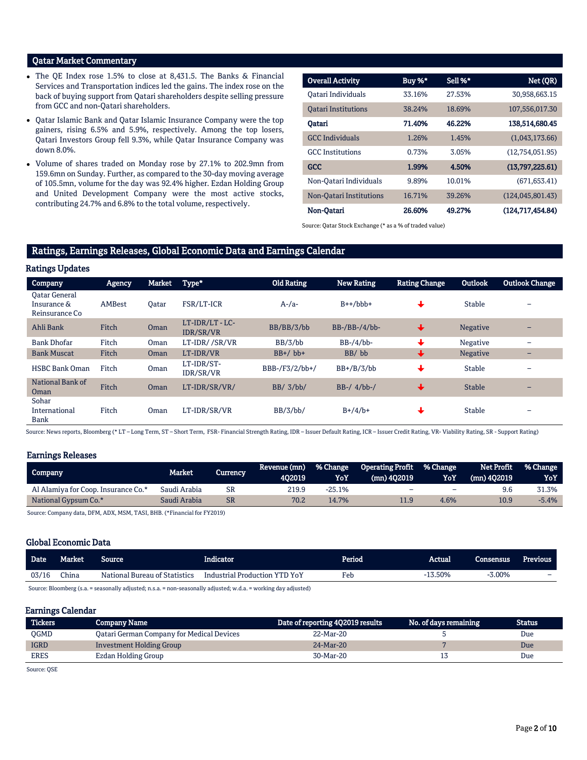## Qatar Market Commentary

- The QE Index rose 1.5% to close at 8,431.5. The Banks & Financial Services and Transportation indices led the gains. The index rose on the back of buying support from Qatari shareholders despite selling pressure from GCC and non-Qatari shareholders.
- Qatar Islamic Bank and Qatar Islamic Insurance Company were the top gainers, rising 6.5% and 5.9%, respectively. Among the top losers, Qatari Investors Group fell 9.3%, while Qatar Insurance Company was down 8.0%.
- Volume of shares traded on Monday rose by 27.1% to 202.9mn from 159.6mn on Sunday. Further, as compared to the 30-day moving average of 105.5mn, volume for the day was 92.4% higher. Ezdan Holding Group and United Development Company were the most active stocks, contributing 24.7% and 6.8% to the total volume, respectively.

| Overall Activity | Buy %* | Sell %* | Net (QR) |
|---|---|---|---|
| Qatari Individuals | 33.16% | 27.53% | 30,958,663.15 |
| Qatari Institutions | 38.24% | 18.69% | 107,556,017.30 |
| **Qatari** | **71.40%** | **46.22%** | **138,514,680.45** |
| GCC Individuals | 1.26% | 1.45% | (1,043,173.66) |
| GCC Institutions | 0.73% | 3.05% | (12,754,051.95) |
| **GCC** | **1.99%** | **4.50%** | **(13,797,225.61)** |
| Non-Qatari Individuals | 9.89% | 10.01% | (671,653.41) |
| Non-Qatari Institutions | 16.71% | 39.26% | (124,045,801.43) |
| **Non-Qatari** | **26.60%** | **49.27%** | **(124,717,454.84)** |

Source: Qatar Stock Exchange (* as a % of traded value)

## Ratings, Earnings Releases, Global Economic Data and Earnings Calendar

### Ratings Updates

| Company | Agency | Market | Type* | Old Rating | New Rating | Rating Change | Outlook | Outlook Change |
|---|---|---|---|---|---|---|---|---|
| Qatar General Insurance & Reinsurance Co | AMBest | Qatar | FSR/LT-ICR | A-/a- | B++/bbb+ | ↓ | Stable | – |
| Ahli Bank | Fitch | Oman | LT-IDR/LT - LC-IDR/SR/VR | BB/BB/3/bb | BB-/BB-/4/bb- | ↓ | Negative | – |
| Bank Dhofar | Fitch | Oman | LT-IDR/ /SR/VR | BB/3/bb | BB-/4/bb- | ↓ | Negative | – |
| Bank Muscat | Fitch | Oman | LT-IDR/VR | BB+/ bb+ | BB/ bb | ↓ | Negative | – |
| HSBC Bank Oman | Fitch | Oman | LT-IDR/ST-IDR/SR/VR | BBB-/F3/2/bb+/ | BB+/B/3/bb | ↓ | Stable | – |
| National Bank of Oman | Fitch | Oman | LT-IDR/SR/VR/ | BB/ 3/bb/ | BB-/ 4/bb-/ | ↓ | Stable | – |
| Sohar International Bank | Fitch | Oman | LT-IDR/SR/VR | BB/3/bb/ | B+/4/b+ | ↓ | Stable | – |

Source: News reports, Bloomberg (* LT – Long Term, ST – Short Term, FSR- Financial Strength Rating, IDR – Issuer Default Rating, ICR – Issuer Credit Rating, VR- Viability Rating, SR - Support Rating)

### Earnings Releases

| Company | Market | Currency | Revenue (mn) 4Q2019 | % Change YoY | Operating Profit (mn) 4Q2019 | % Change YoY | Net Profit (mn) 4Q2019 | % Change YoY |
|---|---|---|---|---|---|---|---|---|
| Al Alamiya for Coop. Insurance Co.* | Saudi Arabia | SR | 219.9 | -25.1% | – | – | 9.6 | 31.3% |
| National Gypsum Co.* | Saudi Arabia | SR | 70.2 | 14.7% | 11.9 | 4.6% | 10.9 | -5.4% |

Source: Company data, DFM, ADX, MSM, TASI, BHB. (*Financial for FY2019)

### Global Economic Data

| Date | Market | Source | Indicator | Period | Actual | Consensus | Previous |
|---|---|---|---|---|---|---|---|
| 03/16 | China | National Bureau of Statistics | Industrial Production YTD YoY | Feb | -13.50% | -3.00% | – |

Source: Bloomberg (s.a. = seasonally adjusted; n.s.a. = non-seasonally adjusted; w.d.a. = working day adjusted)

### Earnings Calendar

| Tickers | Company Name | Date of reporting 4Q2019 results | No. of days remaining | Status |
|---|---|---|---|---|
| QGMD | Qatari German Company for Medical Devices | 22-Mar-20 | 5 | Due |
| IGRD | Investment Holding Group | 24-Mar-20 | 7 | Due |
| ERES | Ezdan Holding Group | 30-Mar-20 | 13 | Due |

Source: QSE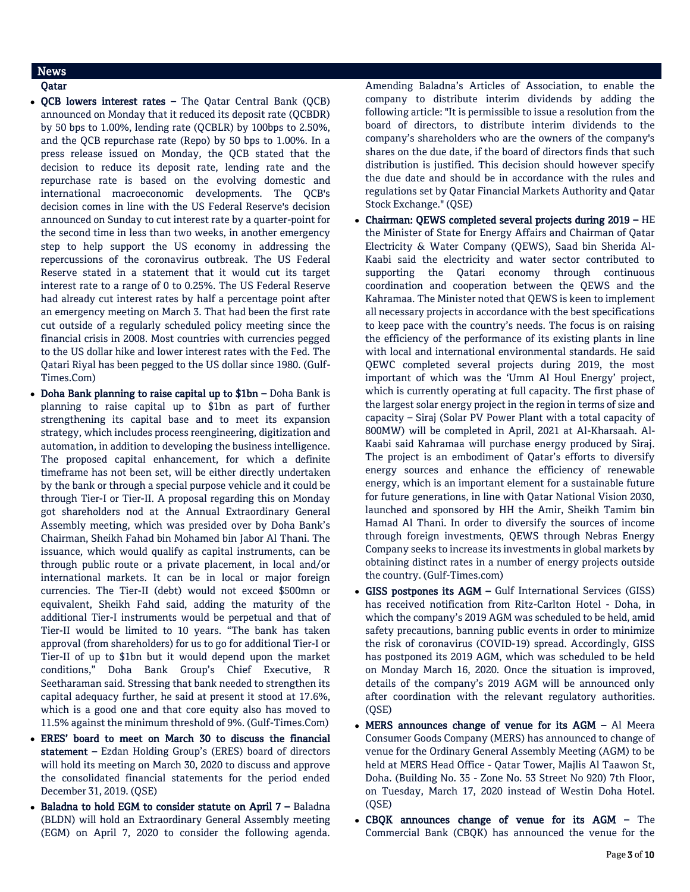## News

### Qatar

- **QCB lowers interest rates –** The Qatar Central Bank (QCB) announced on Monday that it reduced its deposit rate (QCBDR) by 50 bps to 1.00%, lending rate (QCBLR) by 100bps to 2.50%, and the QCB repurchase rate (Repo) by 50 bps to 1.00%. In a press release issued on Monday, the QCB stated that the decision to reduce its deposit rate, lending rate and the repurchase rate is based on the evolving domestic and international macroeconomic developments. The QCB's decision comes in line with the US Federal Reserve's decision announced on Sunday to cut interest rate by a quarter-point for the second time in less than two weeks, in another emergency step to help support the US economy in addressing the repercussions of the coronavirus outbreak. The US Federal Reserve stated in a statement that it would cut its target interest rate to a range of 0 to 0.25%. The US Federal Reserve had already cut interest rates by half a percentage point after an emergency meeting on March 3. That had been the first rate cut outside of a regularly scheduled policy meeting since the financial crisis in 2008. Most countries with currencies pegged to the US dollar hike and lower interest rates with the Fed. The Qatari Riyal has been pegged to the US dollar since 1980. (Gulf-Times.Com)
- **Doha Bank planning to raise capital up to $1bn –** Doha Bank is planning to raise capital up to $1bn as part of further strengthening its capital base and to meet its expansion strategy, which includes process reengineering, digitization and automation, in addition to developing the business intelligence. The proposed capital enhancement, for which a definite timeframe has not been set, will be either directly undertaken by the bank or through a special purpose vehicle and it could be through Tier-I or Tier-II. A proposal regarding this on Monday got shareholders nod at the Annual Extraordinary General Assembly meeting, which was presided over by Doha Bank's Chairman, Sheikh Fahad bin Mohamed bin Jabor Al Thani. The issuance, which would qualify as capital instruments, can be through public route or a private placement, in local and/or international markets. It can be in local or major foreign currencies. The Tier-II (debt) would not exceed $500mn or equivalent, Sheikh Fahd said, adding the maturity of the additional Tier-I instruments would be perpetual and that of Tier-II would be limited to 10 years. "The bank has taken approval (from shareholders) for us to go for additional Tier-I or Tier-II of up to $1bn but it would depend upon the market conditions," Doha Bank Group's Chief Executive, R Seetharaman said. Stressing that bank needed to strengthen its capital adequacy further, he said at present it stood at 17.6%, which is a good one and that core equity also has moved to 11.5% against the minimum threshold of 9%. (Gulf-Times.Com)
- **ERES' board to meet on March 30 to discuss the financial statement –** Ezdan Holding Group's (ERES) board of directors will hold its meeting on March 30, 2020 to discuss and approve the consolidated financial statements for the period ended December 31, 2019. (QSE)
- **Baladna to hold EGM to consider statute on April 7 –** Baladna (BLDN) will hold an Extraordinary General Assembly meeting (EGM) on April 7, 2020 to consider the following agenda. Amending Baladna's Articles of Association, to enable the company to distribute interim dividends by adding the following article: "It is permissible to issue a resolution from the board of directors, to distribute interim dividends to the company's shareholders who are the owners of the company's shares on the due date, if the board of directors finds that such distribution is justified. This decision should however specify the due date and should be in accordance with the rules and regulations set by Qatar Financial Markets Authority and Qatar Stock Exchange." (QSE)
- **Chairman: QEWS completed several projects during 2019 –** HE the Minister of State for Energy Affairs and Chairman of Qatar Electricity & Water Company (QEWS), Saad bin Sherida Al-Kaabi said the electricity and water sector contributed to supporting the Qatari economy through continuous coordination and cooperation between the QEWS and the Kahramaa. The Minister noted that QEWS is keen to implement all necessary projects in accordance with the best specifications to keep pace with the country's needs. The focus is on raising the efficiency of the performance of its existing plants in line with local and international environmental standards. He said QEWC completed several projects during 2019, the most important of which was the 'Umm Al Houl Energy' project, which is currently operating at full capacity. The first phase of the largest solar energy project in the region in terms of size and capacity – Siraj (Solar PV Power Plant with a total capacity of 800MW) will be completed in April, 2021 at Al-Kharsaah. Al-Kaabi said Kahramaa will purchase energy produced by Siraj. The project is an embodiment of Qatar's efforts to diversify energy sources and enhance the efficiency of renewable energy, which is an important element for a sustainable future for future generations, in line with Qatar National Vision 2030, launched and sponsored by HH the Amir, Sheikh Tamim bin Hamad Al Thani. In order to diversify the sources of income through foreign investments, QEWS through Nebras Energy Company seeks to increase its investments in global markets by obtaining distinct rates in a number of energy projects outside the country. (Gulf-Times.com)
- **GISS postpones its AGM –** Gulf International Services (GISS) has received notification from Ritz-Carlton Hotel - Doha, in which the company's 2019 AGM was scheduled to be held, amid safety precautions, banning public events in order to minimize the risk of coronavirus (COVID-19) spread. Accordingly, GISS has postponed its 2019 AGM, which was scheduled to be held on Monday March 16, 2020. Once the situation is improved, details of the company's 2019 AGM will be announced only after coordination with the relevant regulatory authorities. (QSE)
- **MERS announces change of venue for its AGM –** Al Meera Consumer Goods Company (MERS) has announced to change of venue for the Ordinary General Assembly Meeting (AGM) to be held at MERS Head Office - Qatar Tower, Majlis Al Taawon St, Doha. (Building No. 35 - Zone No. 53 Street No 920) 7th Floor, on Tuesday, March 17, 2020 instead of Westin Doha Hotel. (QSE)
- **CBQK announces change of venue for its AGM –** The Commercial Bank (CBQK) has announced the venue for the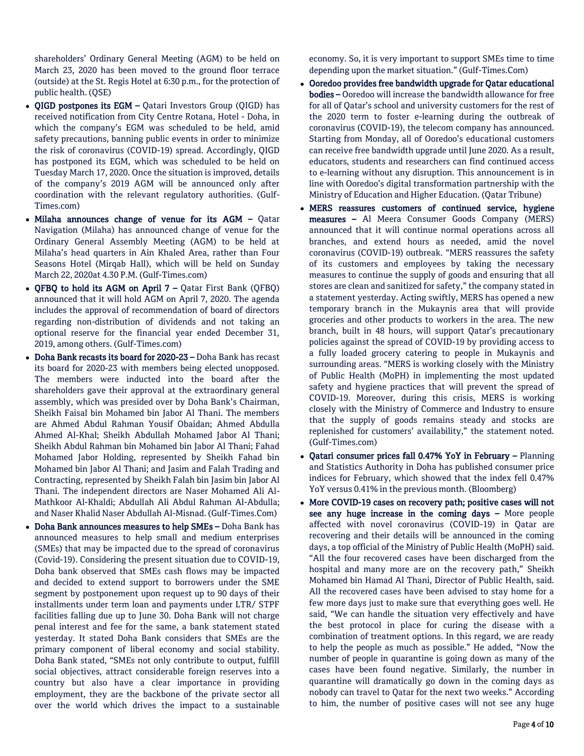shareholders' Ordinary General Meeting (AGM) to be held on March 23, 2020 has been moved to the ground floor terrace (outside) at the St. Regis Hotel at 6:30 p.m., for the protection of public health. (QSE)

- **QIGD postpones its EGM –** Qatari Investors Group (QIGD) has received notification from City Centre Rotana, Hotel - Doha, in which the company's EGM was scheduled to be held, amid safety precautions, banning public events in order to minimize the risk of coronavirus (COVID-19) spread. Accordingly, QIGD has postponed its EGM, which was scheduled to be held on Tuesday March 17, 2020. Once the situation is improved, details of the company's 2019 AGM will be announced only after coordination with the relevant regulatory authorities. (Gulf-Times.com)
- **Milaha announces change of venue for its AGM –** Qatar Navigation (Milaha) has announced change of venue for the Ordinary General Assembly Meeting (AGM) to be held at Milaha's head quarters in Ain Khaled Area, rather than Four Seasons Hotel (Mirqab Hall), which will be held on Sunday March 22, 2020at 4.30 P.M. (Gulf-Times.com)
- **QFBQ to hold its AGM on April 7 –** Qatar First Bank (QFBQ) announced that it will hold AGM on April 7, 2020. The agenda includes the approval of recommendation of board of directors regarding non-distribution of dividends and not taking an optional reserve for the financial year ended December 31, 2019, among others. (Gulf-Times.com)
- **Doha Bank recasts its board for 2020-23 –** Doha Bank has recast its board for 2020-23 with members being elected unopposed. The members were inducted into the board after the shareholders gave their approval at the extraordinary general assembly, which was presided over by Doha Bank's Chairman, Sheikh Faisal bin Mohamed bin Jabor Al Thani. The members are Ahmed Abdul Rahman Yousif Obaidan; Ahmed Abdulla Ahmed Al-Khal; Sheikh Abdullah Mohamed Jabor Al Thani; Sheikh Abdul Rahman bin Mohamed bin Jabor Al Thani; Fahad Mohamed Jabor Holding, represented by Sheikh Fahad bin Mohamed bin Jabor Al Thani; and Jasim and Falah Trading and Contracting, represented by Sheikh Falah bin Jasim bin Jabor Al Thani. The independent directors are Naser Mohamed Ali Al-Mathkoor Al-Khaldi; Abdullah Ali Abdul Rahman Al-Abdulla; and Naser Khalid Naser Abdullah Al-Misnad. (Gulf-Times.Com)
- **Doha Bank announces measures to help SMEs –** Doha Bank has announced measures to help small and medium enterprises (SMEs) that may be impacted due to the spread of coronavirus (Covid-19). Considering the present situation due to COVID-19, Doha bank observed that SMEs cash flows may be impacted and decided to extend support to borrowers under the SME segment by postponement upon request up to 90 days of their installments under term loan and payments under LTR/ STPF facilities falling due up to June 30. Doha Bank will not charge penal interest and fee for the same, a bank statement stated yesterday. It stated Doha Bank considers that SMEs are the primary component of liberal economy and social stability. Doha Bank stated, "SMEs not only contribute to output, fulfill social objectives, attract considerable foreign reserves into a country but also have a clear importance in providing employment, they are the backbone of the private sector all over the world which drives the impact to a sustainable economy. So, it is very important to support SMEs time to time depending upon the market situation." (Gulf-Times.Com)
- **Ooredoo provides free bandwidth upgrade for Qatar educational bodies –** Ooredoo will increase the bandwidth allowance for free for all of Qatar's school and university customers for the rest of the 2020 term to foster e-learning during the outbreak of coronavirus (COVID-19), the telecom company has announced. Starting from Monday, all of Ooredoo's educational customers can receive free bandwidth upgrade until June 2020. As a result, educators, students and researchers can find continued access to e-learning without any disruption. This announcement is in line with Ooredoo's digital transformation partnership with the Ministry of Education and Higher Education. (Qatar Tribune)
- **MERS reassures customers of continued service, hygiene measures –** Al Meera Consumer Goods Company (MERS) announced that it will continue normal operations across all branches, and extend hours as needed, amid the novel coronavirus (COVID-19) outbreak. "MERS reassures the safety of its customers and employees by taking the necessary measures to continue the supply of goods and ensuring that all stores are clean and sanitized for safety," the company stated in a statement yesterday. Acting swiftly, MERS has opened a new temporary branch in the Mukaynis area that will provide groceries and other products to workers in the area. The new branch, built in 48 hours, will support Qatar's precautionary policies against the spread of COVID-19 by providing access to a fully loaded grocery catering to people in Mukaynis and surrounding areas. "MERS is working closely with the Ministry of Public Health (MoPH) in implementing the most updated safety and hygiene practices that will prevent the spread of COVID-19. Moreover, during this crisis, MERS is working closely with the Ministry of Commerce and Industry to ensure that the supply of goods remains steady and stocks are replenished for customers' availability," the statement noted. (Gulf-Times.com)
- **Qatari consumer prices fall 0.47% YoY in February –** Planning and Statistics Authority in Doha has published consumer price indices for February, which showed that the index fell 0.47% YoY versus 0.41% in the previous month. (Bloomberg)
- **More COVID-19 cases on recovery path; positive cases will not see any huge increase in the coming days –** More people affected with novel coronavirus (COVID-19) in Qatar are recovering and their details will be announced in the coming days, a top official of the Ministry of Public Health (MoPH) said. "All the four recovered cases have been discharged from the hospital and many more are on the recovery path," Sheikh Mohamed bin Hamad Al Thani, Director of Public Health, said. All the recovered cases have been advised to stay home for a few more days just to make sure that everything goes well. He said, "We can handle the situation very effectively and have the best protocol in place for curing the disease with a combination of treatment options. In this regard, we are ready to help the people as much as possible." He added, "Now the number of people in quarantine is going down as many of the cases have been found negative. Similarly, the number in quarantine will dramatically go down in the coming days as nobody can travel to Qatar for the next two weeks." According to him, the number of positive cases will not see any huge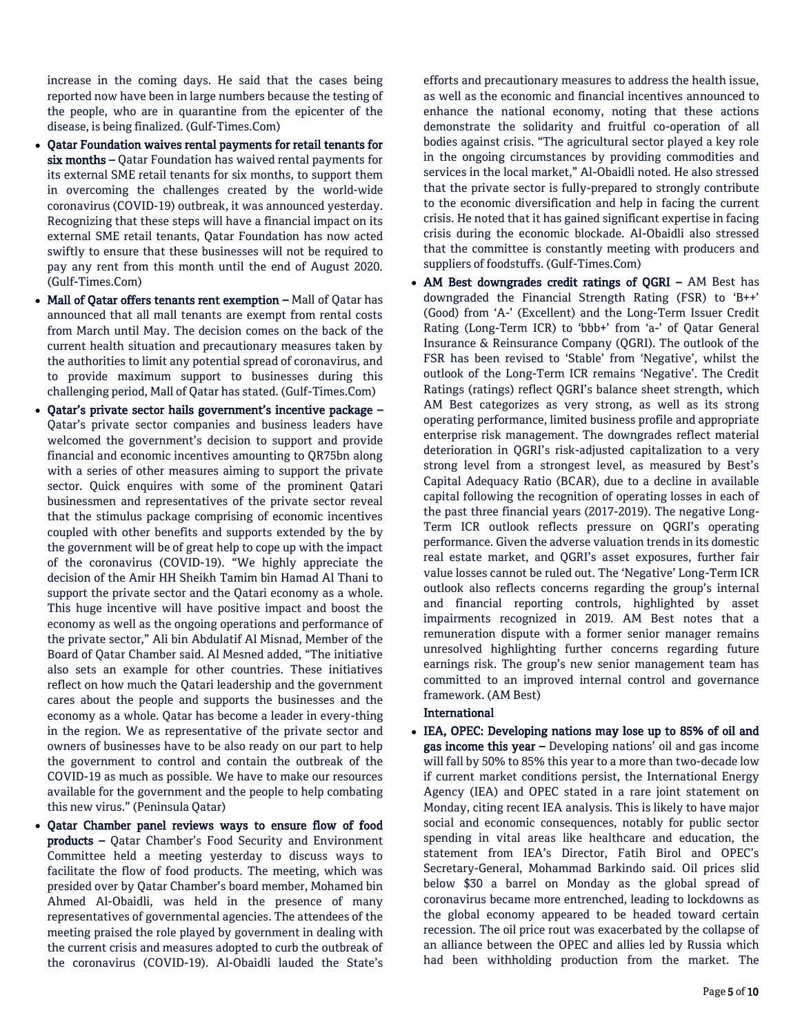increase in the coming days. He said that the cases being reported now have been in large numbers because the testing of the people, who are in quarantine from the epicenter of the disease, is being finalized. (Gulf-Times.Com)

- **Qatar Foundation waives rental payments for retail tenants for six months –** Qatar Foundation has waived rental payments for its external SME retail tenants for six months, to support them in overcoming the challenges created by the world-wide coronavirus (COVID-19) outbreak, it was announced yesterday. Recognizing that these steps will have a financial impact on its external SME retail tenants, Qatar Foundation has now acted swiftly to ensure that these businesses will not be required to pay any rent from this month until the end of August 2020. (Gulf-Times.Com)
- **Mall of Qatar offers tenants rent exemption –** Mall of Qatar has announced that all mall tenants are exempt from rental costs from March until May. The decision comes on the back of the current health situation and precautionary measures taken by the authorities to limit any potential spread of coronavirus, and to provide maximum support to businesses during this challenging period, Mall of Qatar has stated. (Gulf-Times.Com)
- **Qatar's private sector hails government's incentive package –** Qatar's private sector companies and business leaders have welcomed the government's decision to support and provide financial and economic incentives amounting to QR75bn along with a series of other measures aiming to support the private sector. Quick enquires with some of the prominent Qatari businessmen and representatives of the private sector reveal that the stimulus package comprising of economic incentives coupled with other benefits and supports extended by the by the government will be of great help to cope up with the impact of the coronavirus (COVID-19). "We highly appreciate the decision of the Amir HH Sheikh Tamim bin Hamad Al Thani to support the private sector and the Qatari economy as a whole. This huge incentive will have positive impact and boost the economy as well as the ongoing operations and performance of the private sector," Ali bin Abdulatif Al Misnad, Member of the Board of Qatar Chamber said. Al Mesned added, "The initiative also sets an example for other countries. These initiatives reflect on how much the Qatari leadership and the government cares about the people and supports the businesses and the economy as a whole. Qatar has become a leader in every-thing in the region. We as representative of the private sector and owners of businesses have to be also ready on our part to help the government to control and contain the outbreak of the COVID-19 as much as possible. We have to make our resources available for the government and the people to help combating this new virus." (Peninsula Qatar)
- **Qatar Chamber panel reviews ways to ensure flow of food products –** Qatar Chamber's Food Security and Environment Committee held a meeting yesterday to discuss ways to facilitate the flow of food products. The meeting, which was presided over by Qatar Chamber's board member, Mohamed bin Ahmed Al-Obaidli, was held in the presence of many representatives of governmental agencies. The attendees of the meeting praised the role played by government in dealing with the current crisis and measures adopted to curb the outbreak of the coronavirus (COVID-19). Al-Obaidli lauded the State's efforts and precautionary measures to address the health issue, as well as the economic and financial incentives announced to enhance the national economy, noting that these actions demonstrate the solidarity and fruitful co-operation of all bodies against crisis. "The agricultural sector played a key role in the ongoing circumstances by providing commodities and services in the local market," Al-Obaidli noted. He also stressed that the private sector is fully-prepared to strongly contribute to the economic diversification and help in facing the current crisis. He noted that it has gained significant expertise in facing crisis during the economic blockade. Al-Obaidli also stressed that the committee is constantly meeting with producers and suppliers of foodstuffs. (Gulf-Times.Com)
- **AM Best downgrades credit ratings of QGRI –** AM Best has downgraded the Financial Strength Rating (FSR) to 'B++' (Good) from 'A-' (Excellent) and the Long-Term Issuer Credit Rating (Long-Term ICR) to 'bbb+' from 'a-' of Qatar General Insurance & Reinsurance Company (QGRI). The outlook of the FSR has been revised to 'Stable' from 'Negative', whilst the outlook of the Long-Term ICR remains 'Negative'. The Credit Ratings (ratings) reflect QGRI's balance sheet strength, which AM Best categorizes as very strong, as well as its strong operating performance, limited business profile and appropriate enterprise risk management. The downgrades reflect material deterioration in QGRI's risk-adjusted capitalization to a very strong level from a strongest level, as measured by Best's Capital Adequacy Ratio (BCAR), due to a decline in available capital following the recognition of operating losses in each of the past three financial years (2017-2019). The negative Long-Term ICR outlook reflects pressure on QGRI's operating performance. Given the adverse valuation trends in its domestic real estate market, and QGRI's asset exposures, further fair value losses cannot be ruled out. The 'Negative' Long-Term ICR outlook also reflects concerns regarding the group's internal and financial reporting controls, highlighted by asset impairments recognized in 2019. AM Best notes that a remuneration dispute with a former senior manager remains unresolved highlighting further concerns regarding future earnings risk. The group's new senior management team has committed to an improved internal control and governance framework. (AM Best)

**International**

- **IEA, OPEC: Developing nations may lose up to 85% of oil and gas income this year –** Developing nations' oil and gas income will fall by 50% to 85% this year to a more than two-decade low if current market conditions persist, the International Energy Agency (IEA) and OPEC stated in a rare joint statement on Monday, citing recent IEA analysis. This is likely to have major social and economic consequences, notably for public sector spending in vital areas like healthcare and education, the statement from IEA's Director, Fatih Birol and OPEC's Secretary-General, Mohammad Barkindo said. Oil prices slid below $30 a barrel on Monday as the global spread of coronavirus became more entrenched, leading to lockdowns as the global economy appeared to be headed toward certain recession. The oil price rout was exacerbated by the collapse of an alliance between the OPEC and allies led by Russia which had been withholding production from the market. The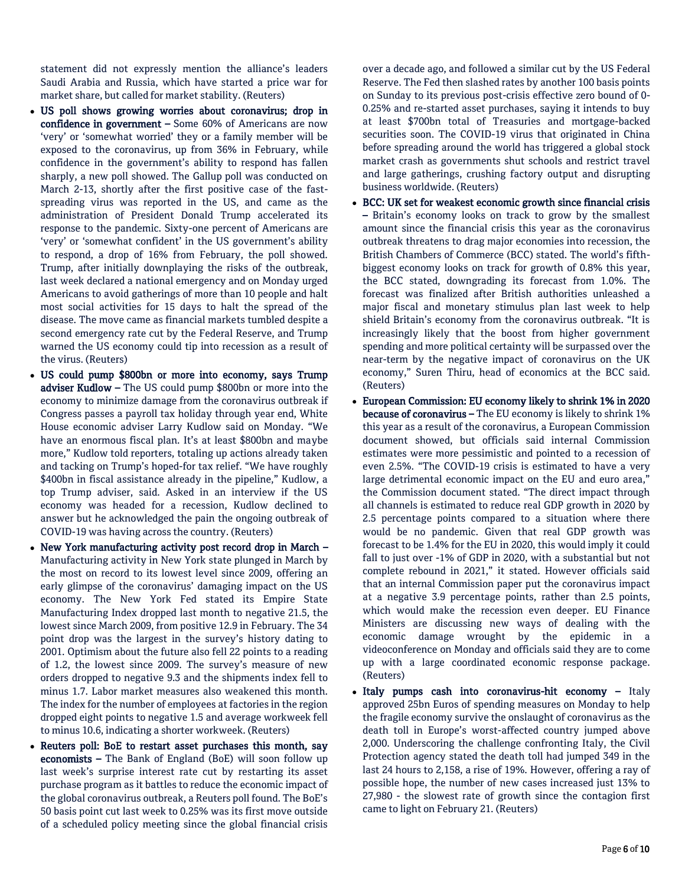statement did not expressly mention the alliance's leaders Saudi Arabia and Russia, which have started a price war for market share, but called for market stability. (Reuters)

- **US poll shows growing worries about coronavirus; drop in confidence in government –** Some 60% of Americans are now 'very' or 'somewhat worried' they or a family member will be exposed to the coronavirus, up from 36% in February, while confidence in the government's ability to respond has fallen sharply, a new poll showed. The Gallup poll was conducted on March 2-13, shortly after the first positive case of the fast-spreading virus was reported in the US, and came as the administration of President Donald Trump accelerated its response to the pandemic. Sixty-one percent of Americans are 'very' or 'somewhat confident' in the US government's ability to respond, a drop of 16% from February, the poll showed. Trump, after initially downplaying the risks of the outbreak, last week declared a national emergency and on Monday urged Americans to avoid gatherings of more than 10 people and halt most social activities for 15 days to halt the spread of the disease. The move came as financial markets tumbled despite a second emergency rate cut by the Federal Reserve, and Trump warned the US economy could tip into recession as a result of the virus. (Reuters)
- **US could pump \$800bn or more into economy, says Trump adviser Kudlow –** The US could pump \$800bn or more into the economy to minimize damage from the coronavirus outbreak if Congress passes a payroll tax holiday through year end, White House economic adviser Larry Kudlow said on Monday. "We have an enormous fiscal plan. It's at least \$800bn and maybe more," Kudlow told reporters, totaling up actions already taken and tacking on Trump's hoped-for tax relief. "We have roughly \$400bn in fiscal assistance already in the pipeline," Kudlow, a top Trump adviser, said. Asked in an interview if the US economy was headed for a recession, Kudlow declined to answer but he acknowledged the pain the ongoing outbreak of COVID-19 was having across the country. (Reuters)
- **New York manufacturing activity post record drop in March –** Manufacturing activity in New York state plunged in March by the most on record to its lowest level since 2009, offering an early glimpse of the coronavirus' damaging impact on the US economy. The New York Fed stated its Empire State Manufacturing Index dropped last month to negative 21.5, the lowest since March 2009, from positive 12.9 in February. The 34 point drop was the largest in the survey's history dating to 2001. Optimism about the future also fell 22 points to a reading of 1.2, the lowest since 2009. The survey's measure of new orders dropped to negative 9.3 and the shipments index fell to minus 1.7. Labor market measures also weakened this month. The index for the number of employees at factories in the region dropped eight points to negative 1.5 and average workweek fell to minus 10.6, indicating a shorter workweek. (Reuters)
- **Reuters poll: BoE to restart asset purchases this month, say economists –** The Bank of England (BoE) will soon follow up last week's surprise interest rate cut by restarting its asset purchase program as it battles to reduce the economic impact of the global coronavirus outbreak, a Reuters poll found. The BoE's 50 basis point cut last week to 0.25% was its first move outside of a scheduled policy meeting since the global financial crisis over a decade ago, and followed a similar cut by the US Federal Reserve. The Fed then slashed rates by another 100 basis points on Sunday to its previous post-crisis effective zero bound of 0-0.25% and re-started asset purchases, saying it intends to buy at least \$700bn total of Treasuries and mortgage-backed securities soon. The COVID-19 virus that originated in China before spreading around the world has triggered a global stock market crash as governments shut schools and restrict travel and large gatherings, crushing factory output and disrupting business worldwide. (Reuters)
- **BCC: UK set for weakest economic growth since financial crisis –** Britain's economy looks on track to grow by the smallest amount since the financial crisis this year as the coronavirus outbreak threatens to drag major economies into recession, the British Chambers of Commerce (BCC) stated. The world's fifth-biggest economy looks on track for growth of 0.8% this year, the BCC stated, downgrading its forecast from 1.0%. The forecast was finalized after British authorities unleashed a major fiscal and monetary stimulus plan last week to help shield Britain's economy from the coronavirus outbreak. "It is increasingly likely that the boost from higher government spending and more political certainty will be surpassed over the near-term by the negative impact of coronavirus on the UK economy," Suren Thiru, head of economics at the BCC said. (Reuters)
- **European Commission: EU economy likely to shrink 1% in 2020 because of coronavirus –** The EU economy is likely to shrink 1% this year as a result of the coronavirus, a European Commission document showed, but officials said internal Commission estimates were more pessimistic and pointed to a recession of even 2.5%. "The COVID-19 crisis is estimated to have a very large detrimental economic impact on the EU and euro area," the Commission document stated. "The direct impact through all channels is estimated to reduce real GDP growth in 2020 by 2.5 percentage points compared to a situation where there would be no pandemic. Given that real GDP growth was forecast to be 1.4% for the EU in 2020, this would imply it could fall to just over -1% of GDP in 2020, with a substantial but not complete rebound in 2021," it stated. However officials said that an internal Commission paper put the coronavirus impact at a negative 3.9 percentage points, rather than 2.5 points, which would make the recession even deeper. EU Finance Ministers are discussing new ways of dealing with the economic damage wrought by the epidemic in a videoconference on Monday and officials said they are to come up with a large coordinated economic response package. (Reuters)
- **Italy pumps cash into coronavirus-hit economy –** Italy approved 25bn Euros of spending measures on Monday to help the fragile economy survive the onslaught of coronavirus as the death toll in Europe's worst-affected country jumped above 2,000. Underscoring the challenge confronting Italy, the Civil Protection agency stated the death toll had jumped 349 in the last 24 hours to 2,158, a rise of 19%. However, offering a ray of possible hope, the number of new cases increased just 13% to 27,980 - the slowest rate of growth since the contagion first came to light on February 21. (Reuters)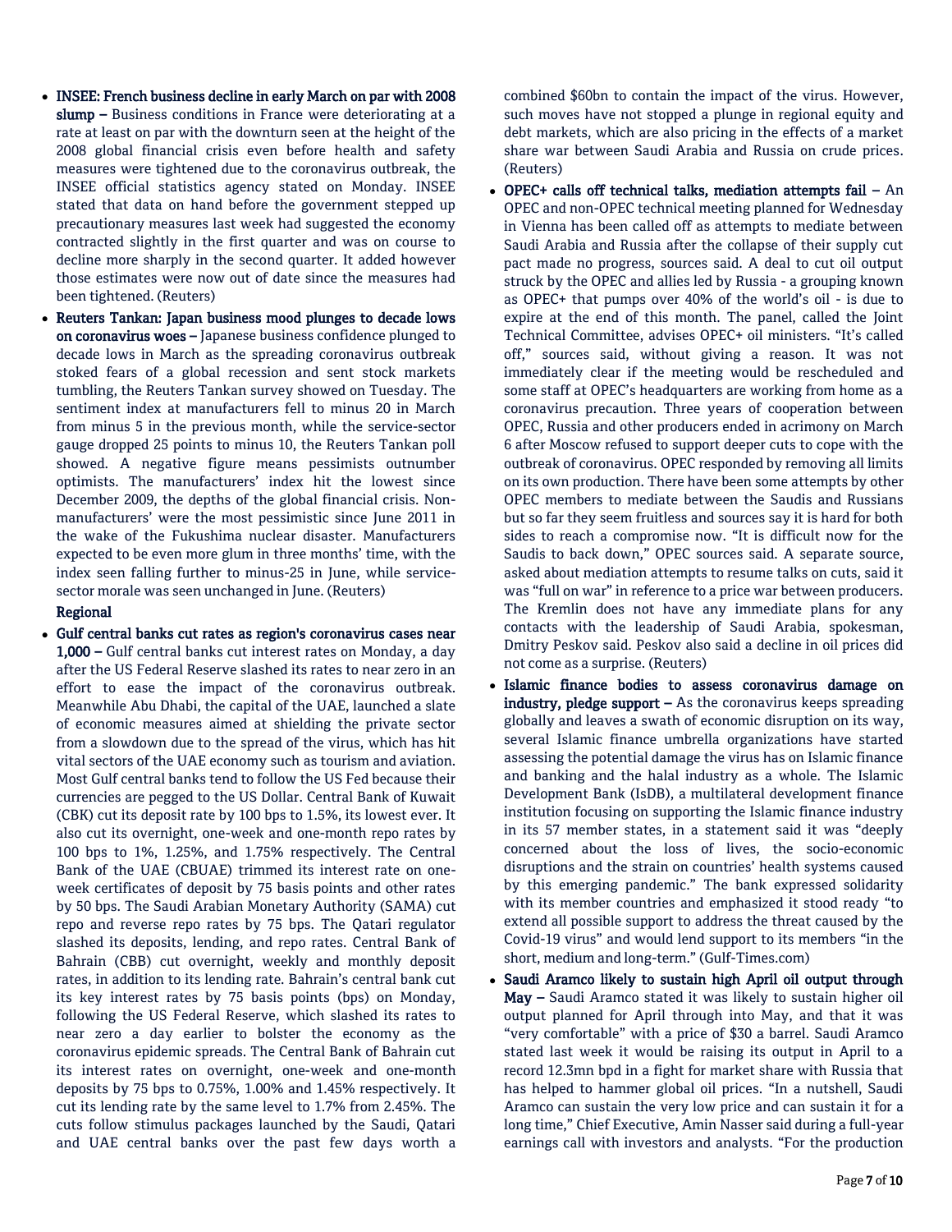- **INSEE: French business decline in early March on par with 2008 slump –** Business conditions in France were deteriorating at a rate at least on par with the downturn seen at the height of the 2008 global financial crisis even before health and safety measures were tightened due to the coronavirus outbreak, the INSEE official statistics agency stated on Monday. INSEE stated that data on hand before the government stepped up precautionary measures last week had suggested the economy contracted slightly in the first quarter and was on course to decline more sharply in the second quarter. It added however those estimates were now out of date since the measures had been tightened. (Reuters)
- **Reuters Tankan: Japan business mood plunges to decade lows on coronavirus woes –** Japanese business confidence plunged to decade lows in March as the spreading coronavirus outbreak stoked fears of a global recession and sent stock markets tumbling, the Reuters Tankan survey showed on Tuesday. The sentiment index at manufacturers fell to minus 20 in March from minus 5 in the previous month, while the service-sector gauge dropped 25 points to minus 10, the Reuters Tankan poll showed. A negative figure means pessimists outnumber optimists. The manufacturers' index hit the lowest since December 2009, the depths of the global financial crisis. Non-manufacturers' were the most pessimistic since June 2011 in the wake of the Fukushima nuclear disaster. Manufacturers expected to be even more glum in three months' time, with the index seen falling further to minus-25 in June, while service-sector morale was seen unchanged in June. (Reuters)

**Regional**

- **Gulf central banks cut rates as region's coronavirus cases near 1,000 –** Gulf central banks cut interest rates on Monday, a day after the US Federal Reserve slashed its rates to near zero in an effort to ease the impact of the coronavirus outbreak. Meanwhile Abu Dhabi, the capital of the UAE, launched a slate of economic measures aimed at shielding the private sector from a slowdown due to the spread of the virus, which has hit vital sectors of the UAE economy such as tourism and aviation. Most Gulf central banks tend to follow the US Fed because their currencies are pegged to the US Dollar. Central Bank of Kuwait (CBK) cut its deposit rate by 100 bps to 1.5%, its lowest ever. It also cut its overnight, one-week and one-month repo rates by 100 bps to 1%, 1.25%, and 1.75% respectively. The Central Bank of the UAE (CBUAE) trimmed its interest rate on one-week certificates of deposit by 75 basis points and other rates by 50 bps. The Saudi Arabian Monetary Authority (SAMA) cut repo and reverse repo rates by 75 bps. The Qatari regulator slashed its deposits, lending, and repo rates. Central Bank of Bahrain (CBB) cut overnight, weekly and monthly deposit rates, in addition to its lending rate. Bahrain's central bank cut its key interest rates by 75 basis points (bps) on Monday, following the US Federal Reserve, which slashed its rates to near zero a day earlier to bolster the economy as the coronavirus epidemic spreads. The Central Bank of Bahrain cut its interest rates on overnight, one-week and one-month deposits by 75 bps to 0.75%, 1.00% and 1.45% respectively. It cut its lending rate by the same level to 1.7% from 2.45%. The cuts follow stimulus packages launched by the Saudi, Qatari and UAE central banks over the past few days worth a combined $60bn to contain the impact of the virus. However, such moves have not stopped a plunge in regional equity and debt markets, which are also pricing in the effects of a market share war between Saudi Arabia and Russia on crude prices. (Reuters)
- **OPEC+ calls off technical talks, mediation attempts fail –** An OPEC and non-OPEC technical meeting planned for Wednesday in Vienna has been called off as attempts to mediate between Saudi Arabia and Russia after the collapse of their supply cut pact made no progress, sources said. A deal to cut oil output struck by the OPEC and allies led by Russia - a grouping known as OPEC+ that pumps over 40% of the world's oil - is due to expire at the end of this month. The panel, called the Joint Technical Committee, advises OPEC+ oil ministers. "It's called off," sources said, without giving a reason. It was not immediately clear if the meeting would be rescheduled and some staff at OPEC's headquarters are working from home as a coronavirus precaution. Three years of cooperation between OPEC, Russia and other producers ended in acrimony on March 6 after Moscow refused to support deeper cuts to cope with the outbreak of coronavirus. OPEC responded by removing all limits on its own production. There have been some attempts by other OPEC members to mediate between the Saudis and Russians but so far they seem fruitless and sources say it is hard for both sides to reach a compromise now. "It is difficult now for the Saudis to back down," OPEC sources said. A separate source, asked about mediation attempts to resume talks on cuts, said it was "full on war" in reference to a price war between producers. The Kremlin does not have any immediate plans for any contacts with the leadership of Saudi Arabia, spokesman, Dmitry Peskov said. Peskov also said a decline in oil prices did not come as a surprise. (Reuters)
- **Islamic finance bodies to assess coronavirus damage on industry, pledge support –** As the coronavirus keeps spreading globally and leaves a swath of economic disruption on its way, several Islamic finance umbrella organizations have started assessing the potential damage the virus has on Islamic finance and banking and the halal industry as a whole. The Islamic Development Bank (IsDB), a multilateral development finance institution focusing on supporting the Islamic finance industry in its 57 member states, in a statement said it was "deeply concerned about the loss of lives, the socio-economic disruptions and the strain on countries' health systems caused by this emerging pandemic." The bank expressed solidarity with its member countries and emphasized it stood ready "to extend all possible support to address the threat caused by the Covid-19 virus" and would lend support to its members "in the short, medium and long-term." (Gulf-Times.com)
- **Saudi Aramco likely to sustain high April oil output through May –** Saudi Aramco stated it was likely to sustain higher oil output planned for April through into May, and that it was "very comfortable" with a price of $30 a barrel. Saudi Aramco stated last week it would be raising its output in April to a record 12.3mn bpd in a fight for market share with Russia that has helped to hammer global oil prices. "In a nutshell, Saudi Aramco can sustain the very low price and can sustain it for a long time," Chief Executive, Amin Nasser said during a full-year earnings call with investors and analysts. "For the production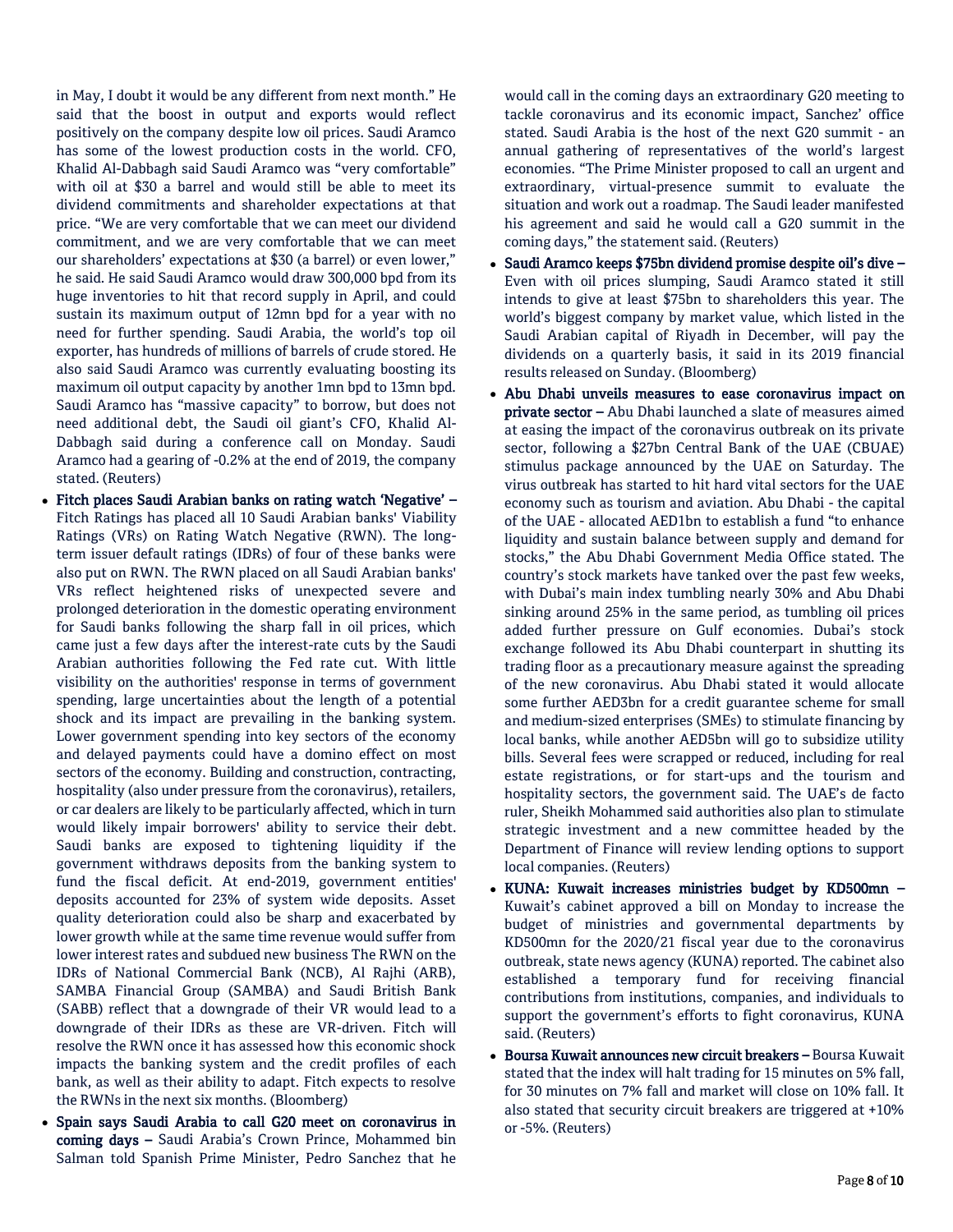in May, I doubt it would be any different from next month." He said that the boost in output and exports would reflect positively on the company despite low oil prices. Saudi Aramco has some of the lowest production costs in the world. CFO, Khalid Al-Dabbagh said Saudi Aramco was "very comfortable" with oil at $30 a barrel and would still be able to meet its dividend commitments and shareholder expectations at that price. "We are very comfortable that we can meet our dividend commitment, and we are very comfortable that we can meet our shareholders' expectations at $30 (a barrel) or even lower," he said. He said Saudi Aramco would draw 300,000 bpd from its huge inventories to hit that record supply in April, and could sustain its maximum output of 12mn bpd for a year with no need for further spending. Saudi Arabia, the world's top oil exporter, has hundreds of millions of barrels of crude stored. He also said Saudi Aramco was currently evaluating boosting its maximum oil output capacity by another 1mn bpd to 13mn bpd. Saudi Aramco has "massive capacity" to borrow, but does not need additional debt, the Saudi oil giant's CFO, Khalid Al-Dabbagh said during a conference call on Monday. Saudi Aramco had a gearing of -0.2% at the end of 2019, the company stated. (Reuters)

- **Fitch places Saudi Arabian banks on rating watch 'Negative' –** Fitch Ratings has placed all 10 Saudi Arabian banks' Viability Ratings (VRs) on Rating Watch Negative (RWN). The long-term issuer default ratings (IDRs) of four of these banks were also put on RWN. The RWN placed on all Saudi Arabian banks' VRs reflect heightened risks of unexpected severe and prolonged deterioration in the domestic operating environment for Saudi banks following the sharp fall in oil prices, which came just a few days after the interest-rate cuts by the Saudi Arabian authorities following the Fed rate cut. With little visibility on the authorities' response in terms of government spending, large uncertainties about the length of a potential shock and its impact are prevailing in the banking system. Lower government spending into key sectors of the economy and delayed payments could have a domino effect on most sectors of the economy. Building and construction, contracting, hospitality (also under pressure from the coronavirus), retailers, or car dealers are likely to be particularly affected, which in turn would likely impair borrowers' ability to service their debt. Saudi banks are exposed to tightening liquidity if the government withdraws deposits from the banking system to fund the fiscal deficit. At end-2019, government entities' deposits accounted for 23% of system wide deposits. Asset quality deterioration could also be sharp and exacerbated by lower growth while at the same time revenue would suffer from lower interest rates and subdued new business The RWN on the IDRs of National Commercial Bank (NCB), Al Rajhi (ARB), SAMBA Financial Group (SAMBA) and Saudi British Bank (SABB) reflect that a downgrade of their VR would lead to a downgrade of their IDRs as these are VR-driven. Fitch will resolve the RWN once it has assessed how this economic shock impacts the banking system and the credit profiles of each bank, as well as their ability to adapt. Fitch expects to resolve the RWNs in the next six months. (Bloomberg)
- **Spain says Saudi Arabia to call G20 meet on coronavirus in coming days –** Saudi Arabia's Crown Prince, Mohammed bin Salman told Spanish Prime Minister, Pedro Sanchez that he would call in the coming days an extraordinary G20 meeting to tackle coronavirus and its economic impact, Sanchez' office stated. Saudi Arabia is the host of the next G20 summit - an annual gathering of representatives of the world's largest economies. "The Prime Minister proposed to call an urgent and extraordinary, virtual-presence summit to evaluate the situation and work out a roadmap. The Saudi leader manifested his agreement and said he would call a G20 summit in the coming days," the statement said. (Reuters)
- **Saudi Aramco keeps $75bn dividend promise despite oil's dive –** Even with oil prices slumping, Saudi Aramco stated it still intends to give at least $75bn to shareholders this year. The world's biggest company by market value, which listed in the Saudi Arabian capital of Riyadh in December, will pay the dividends on a quarterly basis, it said in its 2019 financial results released on Sunday. (Bloomberg)
- **Abu Dhabi unveils measures to ease coronavirus impact on private sector –** Abu Dhabi launched a slate of measures aimed at easing the impact of the coronavirus outbreak on its private sector, following a $27bn Central Bank of the UAE (CBUAE) stimulus package announced by the UAE on Saturday. The virus outbreak has started to hit hard vital sectors for the UAE economy such as tourism and aviation. Abu Dhabi - the capital of the UAE - allocated AED1bn to establish a fund "to enhance liquidity and sustain balance between supply and demand for stocks," the Abu Dhabi Government Media Office stated. The country's stock markets have tanked over the past few weeks, with Dubai's main index tumbling nearly 30% and Abu Dhabi sinking around 25% in the same period, as tumbling oil prices added further pressure on Gulf economies. Dubai's stock exchange followed its Abu Dhabi counterpart in shutting its trading floor as a precautionary measure against the spreading of the new coronavirus. Abu Dhabi stated it would allocate some further AED3bn for a credit guarantee scheme for small and medium-sized enterprises (SMEs) to stimulate financing by local banks, while another AED5bn will go to subsidize utility bills. Several fees were scrapped or reduced, including for real estate registrations, or for start-ups and the tourism and hospitality sectors, the government said. The UAE's de facto ruler, Sheikh Mohammed said authorities also plan to stimulate strategic investment and a new committee headed by the Department of Finance will review lending options to support local companies. (Reuters)
- **KUNA: Kuwait increases ministries budget by KD500mn –** Kuwait's cabinet approved a bill on Monday to increase the budget of ministries and governmental departments by KD500mn for the 2020/21 fiscal year due to the coronavirus outbreak, state news agency (KUNA) reported. The cabinet also established a temporary fund for receiving financial contributions from institutions, companies, and individuals to support the government's efforts to fight coronavirus, KUNA said. (Reuters)
- **Boursa Kuwait announces new circuit breakers –** Boursa Kuwait stated that the index will halt trading for 15 minutes on 5% fall, for 30 minutes on 7% fall and market will close on 10% fall. It also stated that security circuit breakers are triggered at +10% or -5%. (Reuters)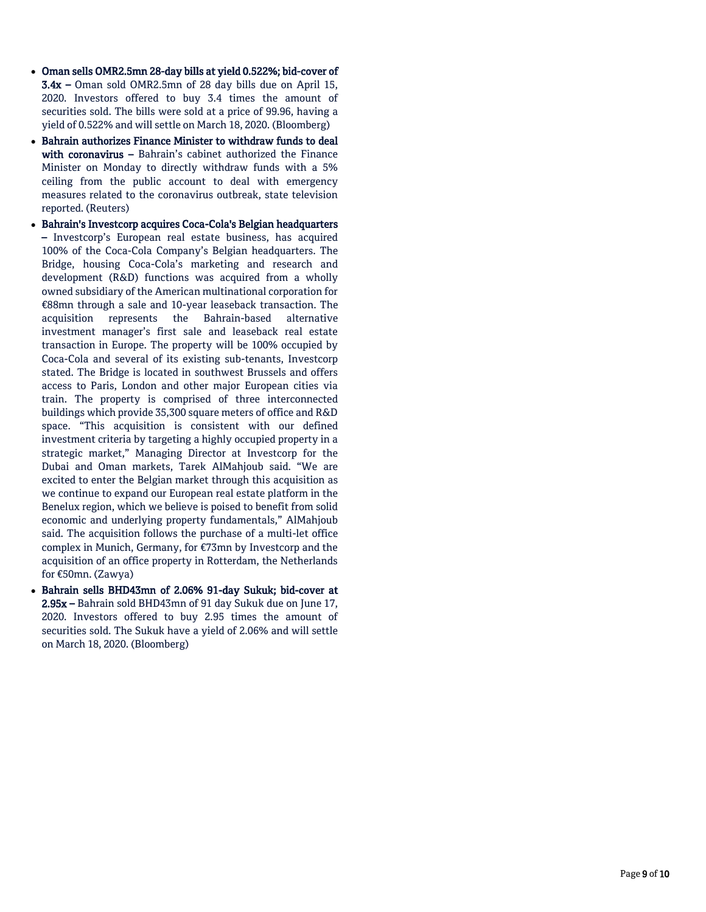- **Oman sells OMR2.5mn 28-day bills at yield 0.522%; bid-cover of 3.4x –** Oman sold OMR2.5mn of 28 day bills due on April 15, 2020. Investors offered to buy 3.4 times the amount of securities sold. The bills were sold at a price of 99.96, having a yield of 0.522% and will settle on March 18, 2020. (Bloomberg)
- **Bahrain authorizes Finance Minister to withdraw funds to deal with coronavirus –** Bahrain's cabinet authorized the Finance Minister on Monday to directly withdraw funds with a 5% ceiling from the public account to deal with emergency measures related to the coronavirus outbreak, state television reported. (Reuters)
- **Bahrain's Investcorp acquires Coca-Cola's Belgian headquarters –** Investcorp's European real estate business, has acquired 100% of the Coca-Cola Company's Belgian headquarters. The Bridge, housing Coca-Cola's marketing and research and development (R&D) functions was acquired from a wholly owned subsidiary of the American multinational corporation for €88mn through a sale and 10-year leaseback transaction. The acquisition represents the Bahrain-based alternative investment manager's first sale and leaseback real estate transaction in Europe. The property will be 100% occupied by Coca-Cola and several of its existing sub-tenants, Investcorp stated. The Bridge is located in southwest Brussels and offers access to Paris, London and other major European cities via train. The property is comprised of three interconnected buildings which provide 35,300 square meters of office and R&D space. "This acquisition is consistent with our defined investment criteria by targeting a highly occupied property in a strategic market," Managing Director at Investcorp for the Dubai and Oman markets, Tarek AlMahjoub said. "We are excited to enter the Belgian market through this acquisition as we continue to expand our European real estate platform in the Benelux region, which we believe is poised to benefit from solid economic and underlying property fundamentals," AlMahjoub said. The acquisition follows the purchase of a multi-let office complex in Munich, Germany, for €73mn by Investcorp and the acquisition of an office property in Rotterdam, the Netherlands for €50mn. (Zawya)
- **Bahrain sells BHD43mn of 2.06% 91-day Sukuk; bid-cover at 2.95x –** Bahrain sold BHD43mn of 91 day Sukuk due on June 17, 2020. Investors offered to buy 2.95 times the amount of securities sold. The Sukuk have a yield of 2.06% and will settle on March 18, 2020. (Bloomberg)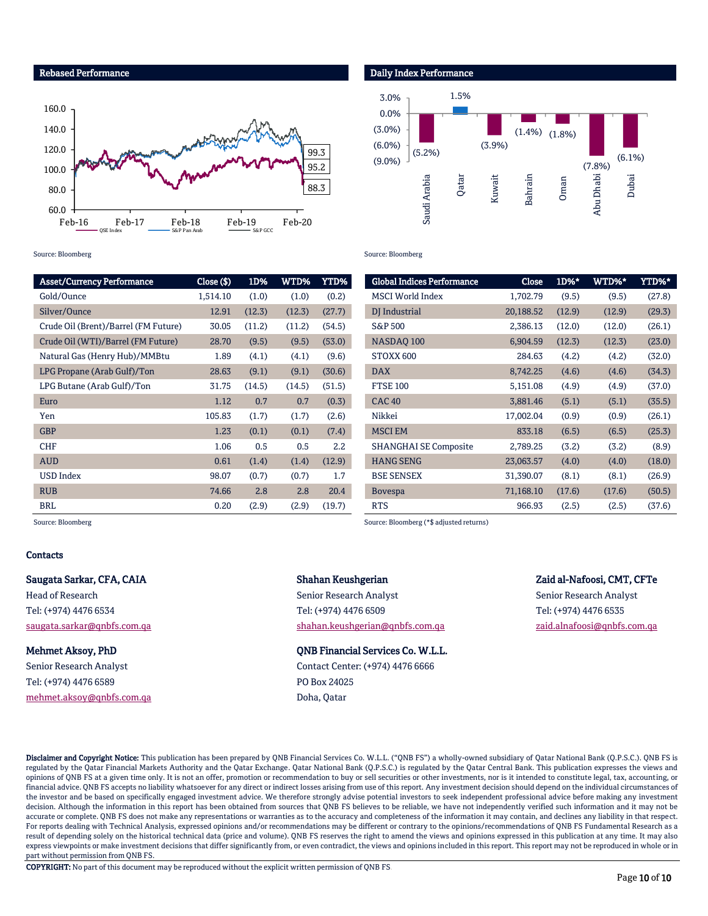## Rebased Performance

160.0
140.0
120.0
100.0
80.0
60.0

Feb-16 Feb-17 Feb-18 Feb-19 Feb-20

99.3
95.2
88.3

QSE Index S&P Pan Arab S&P GCC

Source: Bloomberg

## Daily Index Performance

3.0%
0.0%
(3.0%)
(6.0%)
(9.0%)

(5.2%) 1.5% (3.9%) (1.4%) (1.8%) (7.8%) (6.1%)

Saudi Arabia Qatar Kuwait Bahrain Oman Abu Dhabi Dubai

Source: Bloomberg

| Asset/Currency Performance | Close ($) | 1D% | WTD% | YTD% |
|---|---|---|---|---|
| Gold/Ounce | 1,514.10 | (1.0) | (1.0) | (0.2) |
| Silver/Ounce | 12.91 | (12.3) | (12.3) | (27.7) |
| Crude Oil (Brent)/Barrel (FM Future) | 30.05 | (11.2) | (11.2) | (54.5) |
| Crude Oil (WTI)/Barrel (FM Future) | 28.70 | (9.5) | (9.5) | (53.0) |
| Natural Gas (Henry Hub)/MMBtu | 1.89 | (4.1) | (4.1) | (9.6) |
| LPG Propane (Arab Gulf)/Ton | 28.63 | (9.1) | (9.1) | (30.6) |
| LPG Butane (Arab Gulf)/Ton | 31.75 | (14.5) | (14.5) | (51.5) |
| Euro | 1.12 | 0.7 | 0.7 | (0.3) |
| Yen | 105.83 | (1.7) | (1.7) | (2.6) |
| GBP | 1.23 | (0.1) | (0.1) | (7.4) |
| CHF | 1.06 | 0.5 | 0.5 | 2.2 |
| AUD | 0.61 | (1.4) | (1.4) | (12.9) |
| USD Index | 98.07 | (0.7) | (0.7) | 1.7 |
| RUB | 74.66 | 2.8 | 2.8 | 20.4 |
| BRL | 0.20 | (2.9) | (2.9) | (19.7) |

Source: Bloomberg

| Global Indices Performance | Close | 1D%* | WTD%* | YTD%* |
|---|---|---|---|---|
| MSCI World Index | 1,702.79 | (9.5) | (9.5) | (27.8) |
| DJ Industrial | 20,188.52 | (12.9) | (12.9) | (29.3) |
| S&P 500 | 2,386.13 | (12.0) | (12.0) | (26.1) |
| NASDAQ 100 | 6,904.59 | (12.3) | (12.3) | (23.0) |
| STOXX 600 | 284.63 | (4.2) | (4.2) | (32.0) |
| DAX | 8,742.25 | (4.6) | (4.6) | (34.3) |
| FTSE 100 | 5,151.08 | (4.9) | (4.9) | (37.0) |
| CAC 40 | 3,881.46 | (5.1) | (5.1) | (35.5) |
| Nikkei | 17,002.04 | (0.9) | (0.9) | (26.1) |
| MSCI EM | 833.18 | (6.5) | (6.5) | (25.3) |
| SHANGHAI SE Composite | 2,789.25 | (3.2) | (3.2) | (8.9) |
| HANG SENG | 23,063.57 | (4.0) | (4.0) | (18.0) |
| BSE SENSEX | 31,390.07 | (8.1) | (8.1) | (26.9) |
| Bovespa | 71,168.10 | (17.6) | (17.6) | (50.5) |
| RTS | 966.93 | (2.5) | (2.5) | (37.6) |

Source: Bloomberg (*$ adjusted returns)

### Contacts

**Saugata Sarkar, CFA, CAIA**
Head of Research
Tel: (+974) 4476 6534
saugata.sarkar@qnbfs.com.qa

**Shahan Keushgerian**
Senior Research Analyst
Tel: (+974) 4476 6509
shahan.keushgerian@qnbfs.com.qa

**Zaid al-Nafoosi, CMT, CFTe**
Senior Research Analyst
Tel: (+974) 4476 6535
zaid.alnafoosi@qnbfs.com.qa

**Mehmet Aksoy, PhD**
Senior Research Analyst
Tel: (+974) 4476 6589
mehmet.aksoy@qnbfs.com.qa

**QNB Financial Services Co. W.L.L.**
Contact Center: (+974) 4476 6666
PO Box 24025
Doha, Qatar

**Disclaimer and Copyright Notice:** This publication has been prepared by QNB Financial Services Co. W.L.L. ("QNB FS") a wholly-owned subsidiary of Qatar National Bank (Q.P.S.C.). QNB FS is regulated by the Qatar Financial Markets Authority and the Qatar Exchange. Qatar National Bank (Q.P.S.C.) is regulated by the Qatar Central Bank. This publication expresses the views and opinions of QNB FS at a given time only. It is not an offer, promotion or recommendation to buy or sell securities or other investments, nor is it intended to constitute legal, tax, accounting, or financial advice. QNB FS accepts no liability whatsoever for any direct or indirect losses arising from use of this report. Any investment decision should depend on the individual circumstances of the investor and be based on specifically engaged investment advice. We therefore strongly advise potential investors to seek independent professional advice before making any investment decision. Although the information in this report has been obtained from sources that QNB FS believes to be reliable, we have not independently verified such information and it may not be accurate or complete. QNB FS does not make any representations or warranties as to the accuracy and completeness of the information it may contain, and declines any liability in that respect. For reports dealing with Technical Analysis, expressed opinions and/or recommendations may be different or contrary to the opinions/recommendations of QNB FS Fundamental Research as a result of depending solely on the historical technical data (price and volume). QNB FS reserves the right to amend the views and opinions expressed in this publication at any time. It may also express viewpoints or make investment decisions that differ significantly from, or even contradict, the views and opinions included in this report. This report may not be reproduced in whole or in part without permission from QNB FS.

**COPYRIGHT:** No part of this document may be reproduced without the explicit written permission of QNB FS